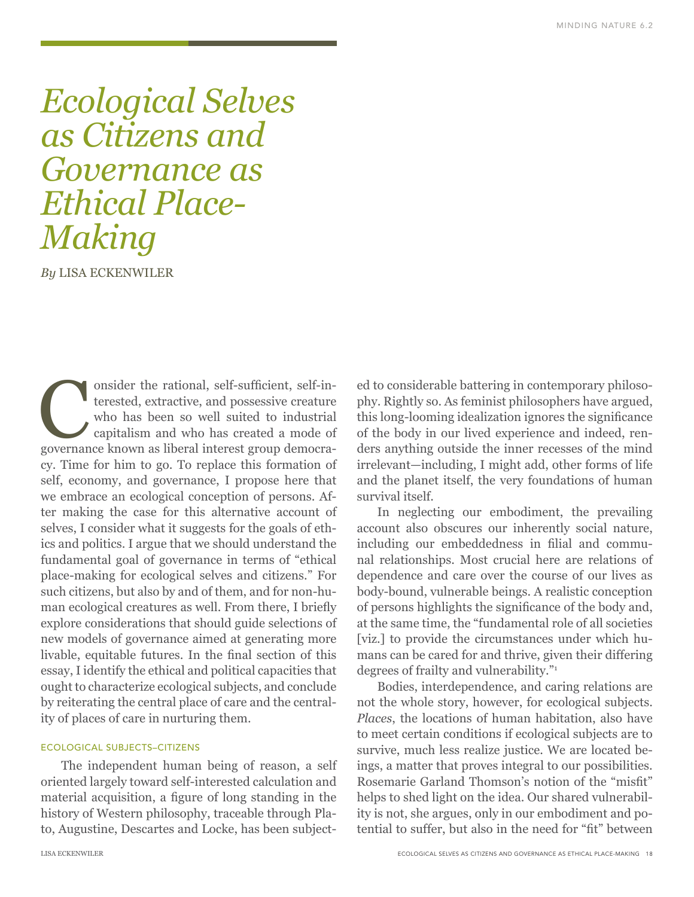# *Ecological Selves as Citizens and Governance as Ethical Place-Making*

*By* LISA ECKENWILER

Consider the rational, self-sufficient, self-interested, extractive, and possessive creature who has been so well suited to industrial capitalism and who has created a mode of governance known as liberal interest group democracy. Time for him to go. To replace this formation of self, economy, and governance, I propose here that we embrace an ecological conception of persons. After making the case for this alternative account of selves, I consider what it suggests for the goals of ethics and politics. I argue that we should understand the fundamental goal of governance in terms of "ethical place-making for ecological selves and citizens." For such citizens, but also by and of them, and for non-human ecological creatures as well. From there, I briefly explore considerations that should guide selections of new models of governance aimed at generating more livable, equitable futures. In the final section of this essay, I identify the ethical and political capacities that ought to characterize ecological subjects, and conclude by reiterating the central place of care and the centrality of places of care in nurturing them.

## ECOLOGICAL SUBJECTS–CITIZENS

The independent human being of reason, a self oriented largely toward self-interested calculation and material acquisition, a figure of long standing in the history of Western philosophy, traceable through Plato, Augustine, Descartes and Locke, has been subjected to considerable battering in contemporary philosophy. Rightly so. As feminist philosophers have argued, this long-looming idealization ignores the significance of the body in our lived experience and indeed, renders anything outside the inner recesses of the mind irrelevant—including, I might add, other forms of life and the planet itself, the very foundations of human survival itself.

In neglecting our embodiment, the prevailing account also obscures our inherently social nature, including our embeddedness in filial and communal relationships. Most crucial here are relations of dependence and care over the course of our lives as body-bound, vulnerable beings. A realistic conception of persons highlights the significance of the body and, at the same time, the "fundamental role of all societies [viz.] to provide the circumstances under which humans can be cared for and thrive, given their differing degrees of frailty and vulnerability."[1]

Bodies, interdependence, and caring relations are not the whole story, however, for ecological subjects. *Places*, the locations of human habitation, also have to meet certain conditions if ecological subjects are to survive, much less realize justice. We are located beings, a matter that proves integral to our possibilities. Rosemarie Garland Thomson's notion of the "misfit" helps to shed light on the idea. Our shared vulnerability is not, she argues, only in our embodiment and potential to suffer, but also in the need for "fit" between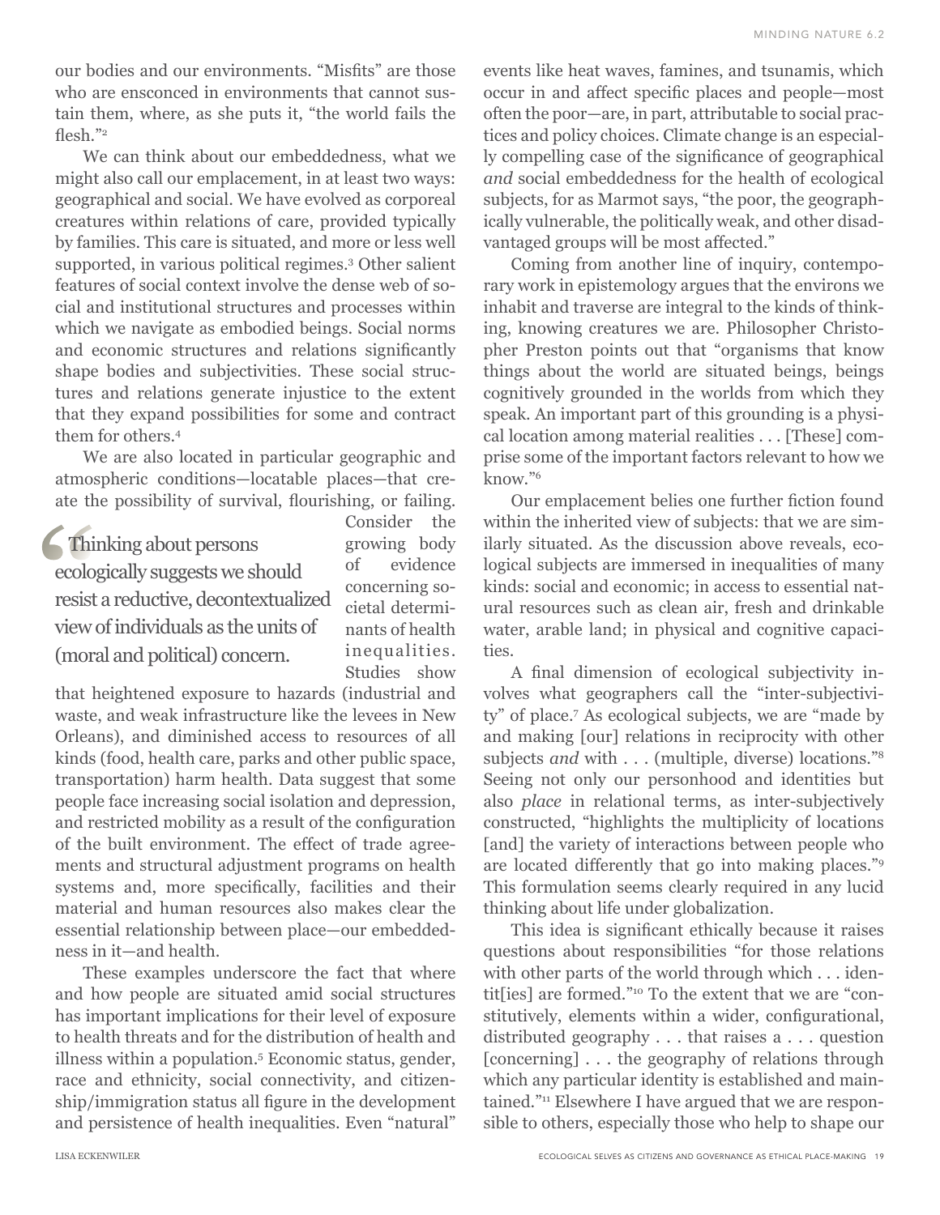our bodies and our environments. "Misfits" are those who are ensconced in environments that cannot sustain them, where, as she puts it, "the world fails the flesh."[2]

We can think about our embeddedness, what we might also call our emplacement, in at least two ways: geographical and social. We have evolved as corporeal creatures within relations of care, provided typically by families. This care is situated, and more or less well supported, in various political regimes.[3] Other salient features of social context involve the dense web of social and institutional structures and processes within which we navigate as embodied beings. Social norms and economic structures and relations significantly shape bodies and subjectivities. These social structures and relations generate injustice to the extent that they expand possibilities for some and contract them for others.[4]

We are also located in particular geographic and atmospheric conditions—locatable places—that create the possibility of survival, flourishing, or failing. Consider the growing body of evidence concerning societal determinants of health inequalities. Studies show that heightened exposure to hazards (industrial and waste, and weak infrastructure like the levees in New Orleans), and diminished access to resources of all kinds (food, health care, parks and other public space, transportation) harm health. Data suggest that some people face increasing social isolation and depression, and restricted mobility as a result of the configuration of the built environment. The effect of trade agreements and structural adjustment programs on health systems and, more specifically, facilities and their material and human resources also makes clear the essential relationship between place—our embeddedness in it—and health.

> "Thinking about persons ecologically suggests we should resist a reductive, decontextualized view of individuals as the units of (moral and political) concern.

These examples underscore the fact that where and how people are situated amid social structures has important implications for their level of exposure to health threats and for the distribution of health and illness within a population.[5] Economic status, gender, race and ethnicity, social connectivity, and citizenship/immigration status all figure in the development and persistence of health inequalities. Even "natural" events like heat waves, famines, and tsunamis, which occur in and affect specific places and people—most often the poor—are, in part, attributable to social practices and policy choices. Climate change is an especially compelling case of the significance of geographical *and* social embeddedness for the health of ecological subjects, for as Marmot says, "the poor, the geographically vulnerable, the politically weak, and other disadvantaged groups will be most affected."

Coming from another line of inquiry, contemporary work in epistemology argues that the environs we inhabit and traverse are integral to the kinds of thinking, knowing creatures we are. Philosopher Christopher Preston points out that "organisms that know things about the world are situated beings, beings cognitively grounded in the worlds from which they speak. An important part of this grounding is a physical location among material realities . . . [These] comprise some of the important factors relevant to how we know."[6]

Our emplacement belies one further fiction found within the inherited view of subjects: that we are similarly situated. As the discussion above reveals, ecological subjects are immersed in inequalities of many kinds: social and economic; in access to essential natural resources such as clean air, fresh and drinkable water, arable land; in physical and cognitive capacities.

A final dimension of ecological subjectivity involves what geographers call the "inter-subjectivity" of place.[7] As ecological subjects, we are "made by and making [our] relations in reciprocity with other subjects *and* with . . . (multiple, diverse) locations."[8] Seeing not only our personhood and identities but also *place* in relational terms, as inter-subjectively constructed, "highlights the multiplicity of locations [and] the variety of interactions between people who are located differently that go into making places."[9] This formulation seems clearly required in any lucid thinking about life under globalization.

This idea is significant ethically because it raises questions about responsibilities "for those relations with other parts of the world through which . . . identit[ies] are formed."[10] To the extent that we are "constitutively, elements within a wider, configurational, distributed geography . . . that raises a . . . question [concerning] . . . the geography of relations through which any particular identity is established and maintained."[11] Elsewhere I have argued that we are responsible to others, especially those who help to shape our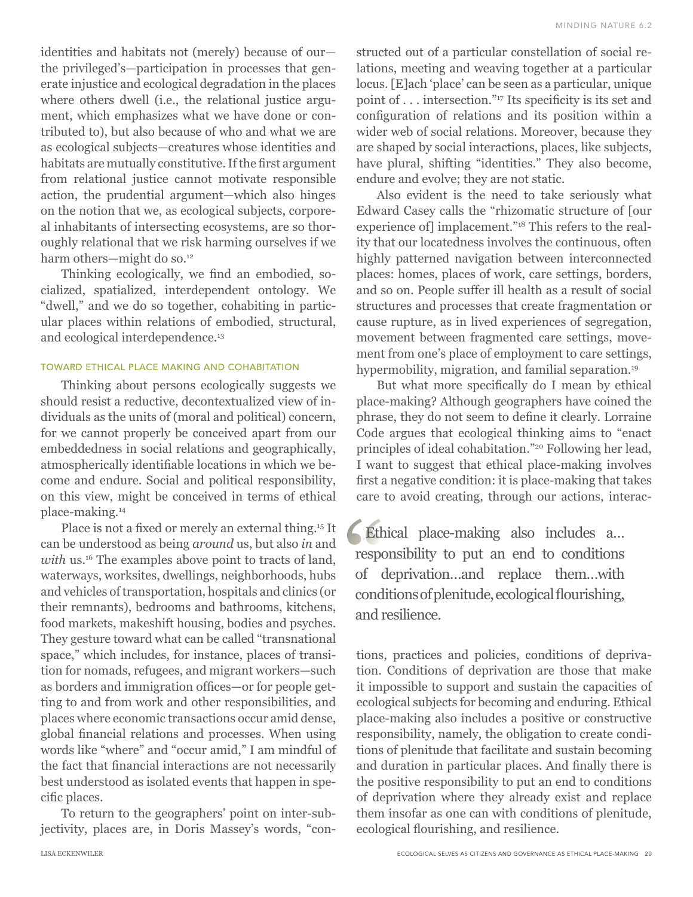identities and habitats not (merely) because of our—the privileged's—participation in processes that generate injustice and ecological degradation in the places where others dwell (i.e., the relational justice argument, which emphasizes what we have done or contributed to), but also because of who and what we are as ecological subjects—creatures whose identities and habitats are mutually constitutive. If the first argument from relational justice cannot motivate responsible action, the prudential argument—which also hinges on the notion that we, as ecological subjects, corporeal inhabitants of intersecting ecosystems, are so thoroughly relational that we risk harming ourselves if we harm others—might do so.[12]

Thinking ecologically, we find an embodied, socialized, spatialized, interdependent ontology. We "dwell," and we do so together, cohabiting in particular places within relations of embodied, structural, and ecological interdependence.[13]

## TOWARD ETHICAL PLACE MAKING AND COHABITATION

Thinking about persons ecologically suggests we should resist a reductive, decontextualized view of individuals as the units of (moral and political) concern, for we cannot properly be conceived apart from our embeddedness in social relations and geographically, atmospherically identifiable locations in which we become and endure. Social and political responsibility, on this view, might be conceived in terms of ethical place-making.[14]

Place is not a fixed or merely an external thing.[15] It can be understood as being *around* us, but also *in* and *with* us.[16] The examples above point to tracts of land, waterways, worksites, dwellings, neighborhoods, hubs and vehicles of transportation, hospitals and clinics (or their remnants), bedrooms and bathrooms, kitchens, food markets, makeshift housing, bodies and psyches. They gesture toward what can be called "transnational space," which includes, for instance, places of transition for nomads, refugees, and migrant workers—such as borders and immigration offices—or for people getting to and from work and other responsibilities, and places where economic transactions occur amid dense, global financial relations and processes. When using words like "where" and "occur amid," I am mindful of the fact that financial interactions are not necessarily best understood as isolated events that happen in specific places.

To return to the geographers' point on inter-subjectivity, places are, in Doris Massey's words, "constructed out of a particular constellation of social relations, meeting and weaving together at a particular locus. [E]ach 'place' can be seen as a particular, unique point of . . . intersection."[17] Its specificity is its set and configuration of relations and its position within a wider web of social relations. Moreover, because they are shaped by social interactions, places, like subjects, have plural, shifting "identities." They also become, endure and evolve; they are not static.

Also evident is the need to take seriously what Edward Casey calls the "rhizomatic structure of [our experience of] implacement."[18] This refers to the reality that our locatedness involves the continuous, often highly patterned navigation between interconnected places: homes, places of work, care settings, borders, and so on. People suffer ill health as a result of social structures and processes that create fragmentation or cause rupture, as in lived experiences of segregation, movement between fragmented care settings, movement from one's place of employment to care settings, hypermobility, migration, and familial separation.[19]

But what more specifically do I mean by ethical place-making? Although geographers have coined the phrase, they do not seem to define it clearly. Lorraine Code argues that ecological thinking aims to "enact principles of ideal cohabitation."[20] Following her lead, I want to suggest that ethical place-making involves first a negative condition: it is place-making that takes care to avoid creating, through our actions, interactions, practices and policies, conditions of deprivation. Conditions of deprivation are those that make it impossible to support and sustain the capacities of ecological subjects for becoming and enduring. Ethical place-making also includes a positive or constructive responsibility, namely, the obligation to create conditions of plenitude that facilitate and sustain becoming and duration in particular places. And finally there is the positive responsibility to put an end to conditions of deprivation where they already exist and replace them insofar as one can with conditions of plenitude, ecological flourishing, and resilience.

> "Ethical place-making also includes a... responsibility to put an end to conditions of deprivation...and replace them...with conditions of plenitude, ecological flourishing, and resilience.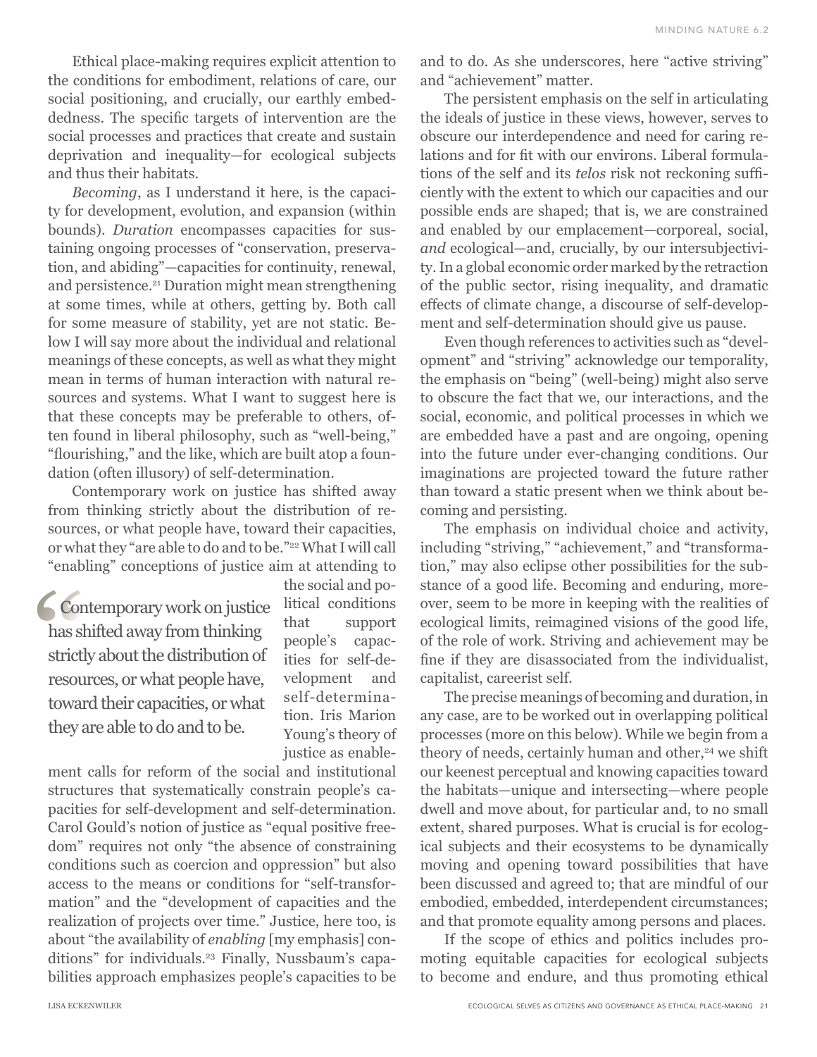Ethical place-making requires explicit attention to the conditions for embodiment, relations of care, our social positioning, and crucially, our earthly embeddedness. The specific targets of intervention are the social processes and practices that create and sustain deprivation and inequality—for ecological subjects and thus their habitats.

*Becoming*, as I understand it here, is the capacity for development, evolution, and expansion (within bounds). *Duration* encompasses capacities for sustaining ongoing processes of "conservation, preservation, and abiding"—capacities for continuity, renewal, and persistence.[21] Duration might mean strengthening at some times, while at others, getting by. Both call for some measure of stability, yet are not static. Below I will say more about the individual and relational meanings of these concepts, as well as what they might mean in terms of human interaction with natural resources and systems. What I want to suggest here is that these concepts may be preferable to others, often found in liberal philosophy, such as "well-being," "flourishing," and the like, which are built atop a foundation (often illusory) of self-determination.

Contemporary work on justice has shifted away from thinking strictly about the distribution of resources, or what people have, toward their capacities, or what they "are able to do and to be."[22] What I will call "enabling" conceptions of justice aim at attending to the social and political conditions that support people's capacities for self-development and self-determination. Iris Marion Young's theory of justice as enablement calls for reform of the social and institutional structures that systematically constrain people's capacities for self-development and self-determination. Carol Gould's notion of justice as "equal positive freedom" requires not only "the absence of constraining conditions such as coercion and oppression" but also access to the means or conditions for "self-transformation" and the "development of capacities and the realization of projects over time." Justice, here too, is about "the availability of *enabling* [my emphasis] conditions" for individuals.[23] Finally, Nussbaum's capabilities approach emphasizes people's capacities to be and to do. As she underscores, here "active striving" and "achievement" matter.

> "Contemporary work on justice has shifted away from thinking strictly about the distribution of resources, or what people have, toward their capacities, or what they are able to do and to be.

The persistent emphasis on the self in articulating the ideals of justice in these views, however, serves to obscure our interdependence and need for caring relations and for fit with our environs. Liberal formulations of the self and its *telos* risk not reckoning sufficiently with the extent to which our capacities and our possible ends are shaped; that is, we are constrained and enabled by our emplacement—corporeal, social, *and* ecological—and, crucially, by our intersubjectivity. In a global economic order marked by the retraction of the public sector, rising inequality, and dramatic effects of climate change, a discourse of self-development and self-determination should give us pause.

Even though references to activities such as "development" and "striving" acknowledge our temporality, the emphasis on "being" (well-being) might also serve to obscure the fact that we, our interactions, and the social, economic, and political processes in which we are embedded have a past and are ongoing, opening into the future under ever-changing conditions. Our imaginations are projected toward the future rather than toward a static present when we think about becoming and persisting.

The emphasis on individual choice and activity, including "striving," "achievement," and "transformation," may also eclipse other possibilities for the substance of a good life. Becoming and enduring, moreover, seem to be more in keeping with the realities of ecological limits, reimagined visions of the good life, of the role of work. Striving and achievement may be fine if they are disassociated from the individualist, capitalist, careerist self.

The precise meanings of becoming and duration, in any case, are to be worked out in overlapping political processes (more on this below). While we begin from a theory of needs, certainly human and other,[24] we shift our keenest perceptual and knowing capacities toward the habitats—unique and intersecting—where people dwell and move about, for particular and, to no small extent, shared purposes. What is crucial is for ecological subjects and their ecosystems to be dynamically moving and opening toward possibilities that have been discussed and agreed to; that are mindful of our embodied, embedded, interdependent circumstances; and that promote equality among persons and places.

If the scope of ethics and politics includes promoting equitable capacities for ecological subjects to become and endure, and thus promoting ethical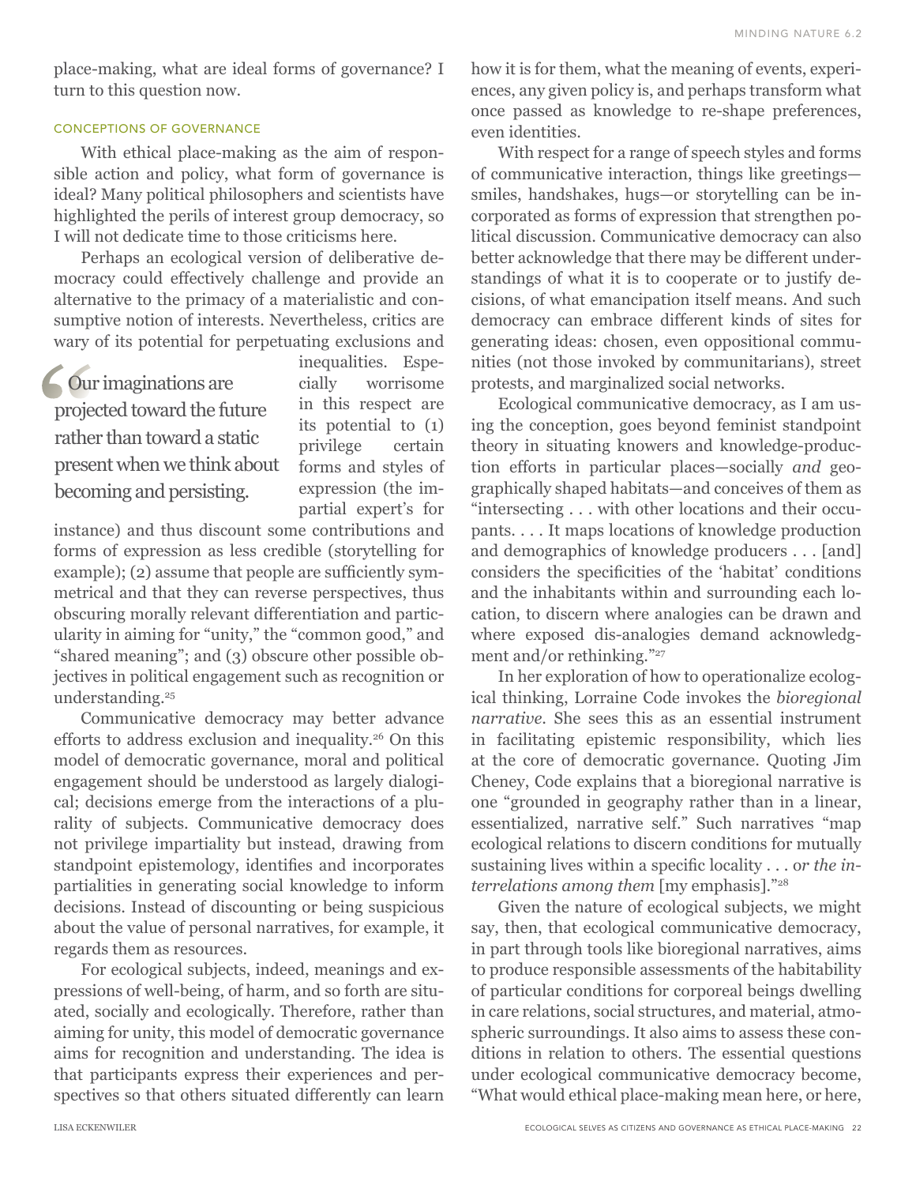place-making, what are ideal forms of governance? I turn to this question now.

### CONCEPTIONS OF GOVERNANCE

With ethical place-making as the aim of responsible action and policy, what form of governance is ideal? Many political philosophers and scientists have highlighted the perils of interest group democracy, so I will not dedicate time to those criticisms here.

Perhaps an ecological version of deliberative democracy could effectively challenge and provide an alternative to the primacy of a materialistic and consumptive notion of interests. Nevertheless, critics are wary of its potential for perpetuating exclusions and inequalities. Especially worrisome in this respect are its potential to (1) privilege certain forms and styles of expression (the impartial expert's for instance) and thus discount some contributions and forms of expression as less credible (storytelling for example); (2) assume that people are sufficiently symmetrical and that they can reverse perspectives, thus obscuring morally relevant differentiation and particularity in aiming for "unity," the "common good," and "shared meaning"; and (3) obscure other possible objectives in political engagement such as recognition or understanding.[25]

> "Our imaginations are projected toward the future rather than toward a static present when we think about becoming and persisting.

Communicative democracy may better advance efforts to address exclusion and inequality.[26] On this model of democratic governance, moral and political engagement should be understood as largely dialogical; decisions emerge from the interactions of a plurality of subjects. Communicative democracy does not privilege impartiality but instead, drawing from standpoint epistemology, identifies and incorporates partialities in generating social knowledge to inform decisions. Instead of discounting or being suspicious about the value of personal narratives, for example, it regards them as resources.

For ecological subjects, indeed, meanings and expressions of well-being, of harm, and so forth are situated, socially and ecologically. Therefore, rather than aiming for unity, this model of democratic governance aims for recognition and understanding. The idea is that participants express their experiences and perspectives so that others situated differently can learn how it is for them, what the meaning of events, experiences, any given policy is, and perhaps transform what once passed as knowledge to re-shape preferences, even identities.

With respect for a range of speech styles and forms of communicative interaction, things like greetings—smiles, handshakes, hugs—or storytelling can be incorporated as forms of expression that strengthen political discussion. Communicative democracy can also better acknowledge that there may be different understandings of what it is to cooperate or to justify decisions, of what emancipation itself means. And such democracy can embrace different kinds of sites for generating ideas: chosen, even oppositional communities (not those invoked by communitarians), street protests, and marginalized social networks.

Ecological communicative democracy, as I am using the conception, goes beyond feminist standpoint theory in situating knowers and knowledge-production efforts in particular places—socially *and* geographically shaped habitats—and conceives of them as "intersecting . . . with other locations and their occupants. . . . It maps locations of knowledge production and demographics of knowledge producers . . . [and] considers the specificities of the 'habitat' conditions and the inhabitants within and surrounding each location, to discern where analogies can be drawn and where exposed dis-analogies demand acknowledgment and/or rethinking."[27]

In her exploration of how to operationalize ecological thinking, Lorraine Code invokes the *bioregional narrative*. She sees this as an essential instrument in facilitating epistemic responsibility, which lies at the core of democratic governance. Quoting Jim Cheney, Code explains that a bioregional narrative is one "grounded in geography rather than in a linear, essentialized, narrative self." Such narratives "map ecological relations to discern conditions for mutually sustaining lives within a specific locality . . . o*r the interrelations among them* [my emphasis]."[28]

Given the nature of ecological subjects, we might say, then, that ecological communicative democracy, in part through tools like bioregional narratives, aims to produce responsible assessments of the habitability of particular conditions for corporeal beings dwelling in care relations, social structures, and material, atmospheric surroundings. It also aims to assess these conditions in relation to others. The essential questions under ecological communicative democracy become, "What would ethical place-making mean here, or here,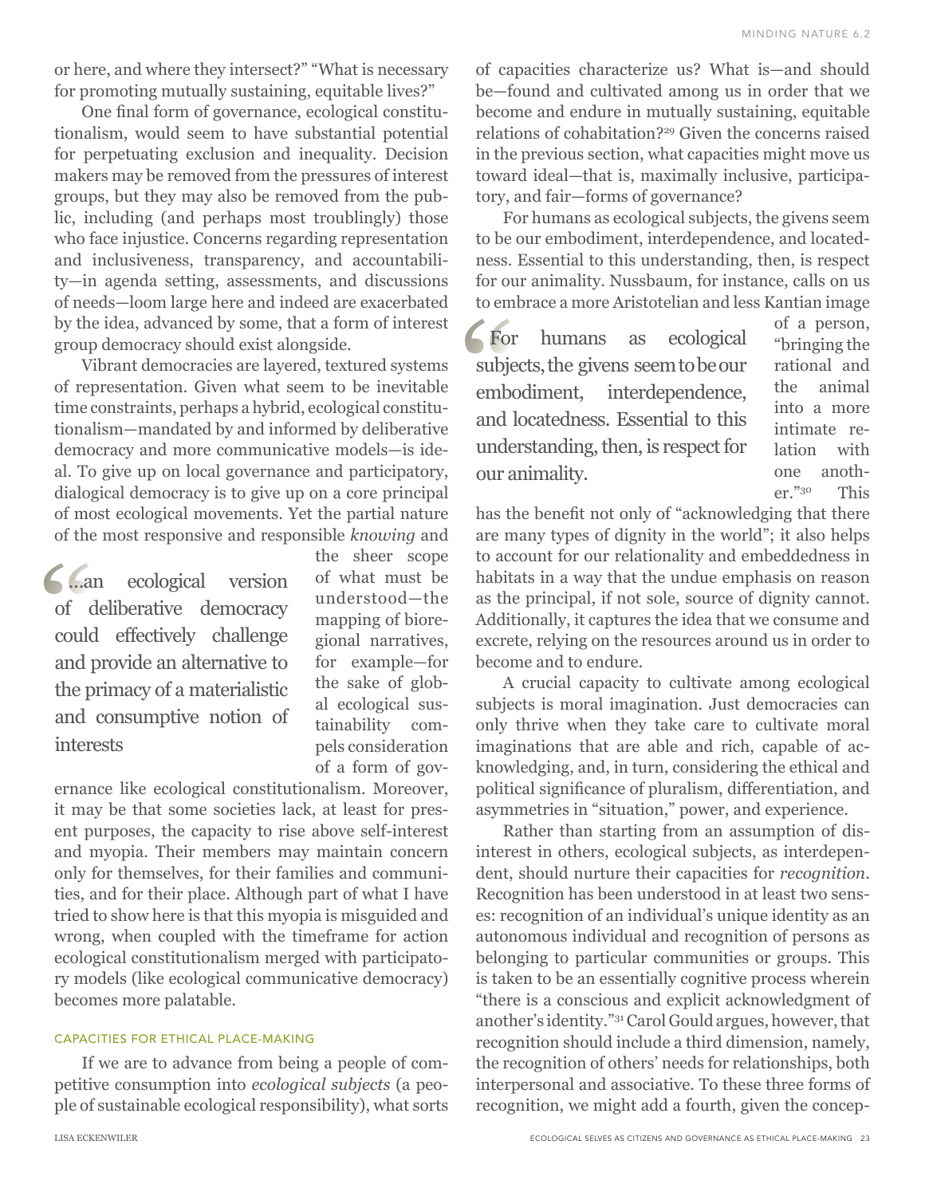or here, and where they intersect?" "What is necessary for promoting mutually sustaining, equitable lives?"

One final form of governance, ecological constitutionalism, would seem to have substantial potential for perpetuating exclusion and inequality. Decision makers may be removed from the pressures of interest groups, but they may also be removed from the public, including (and perhaps most troublingly) those who face injustice. Concerns regarding representation and inclusiveness, transparency, and accountability—in agenda setting, assessments, and discussions of needs—loom large here and indeed are exacerbated by the idea, advanced by some, that a form of interest group democracy should exist alongside.

Vibrant democracies are layered, textured systems of representation. Given what seem to be inevitable time constraints, perhaps a hybrid, ecological constitutionalism—mandated by and informed by deliberative democracy and more communicative models—is ideal. To give up on local governance and participatory, dialogical democracy is to give up on a core principal of most ecological movements. Yet the partial nature of the most responsive and responsible *knowing* and the sheer scope of what must be understood—the mapping of bioregional narratives, for example—for the sake of global ecological sustainability compels consideration of a form of governance like ecological constitutionalism. Moreover, it may be that some societies lack, at least for present purposes, the capacity to rise above self-interest and myopia. Their members may maintain concern only for themselves, for their families and communities, and for their place. Although part of what I have tried to show here is that this myopia is misguided and wrong, when coupled with the timeframe for action ecological constitutionalism merged with participatory models (like ecological communicative democracy) becomes more palatable.

> "...an ecological version of deliberative democracy could effectively challenge and provide an alternative to the primacy of a materialistic and consumptive notion of interests

## CAPACITIES FOR ETHICAL PLACE-MAKING

If we are to advance from being a people of competitive consumption into *ecological subjects* (a people of sustainable ecological responsibility), what sorts of capacities characterize us? What is—and should be—found and cultivated among us in order that we become and endure in mutually sustaining, equitable relations of cohabitation?[29] Given the concerns raised in the previous section, what capacities might move us toward ideal—that is, maximally inclusive, participatory, and fair—forms of governance?

For humans as ecological subjects, the givens seem to be our embodiment, interdependence, and locatedness. Essential to this understanding, then, is respect for our animality. Nussbaum, for instance, calls on us to embrace a more Aristotelian and less Kantian image of a person, "bringing the rational and the animal into a more intimate relation with one another."[30] This has the benefit not only of "acknowledging that there are many types of dignity in the world"; it also helps to account for our relationality and embeddedness in habitats in a way that the undue emphasis on reason as the principal, if not sole, source of dignity cannot. Additionally, it captures the idea that we consume and excrete, relying on the resources around us in order to become and to endure.

> "For humans as ecological subjects, the givens seem to be our embodiment, interdependence, and locatedness. Essential to this understanding, then, is respect for our animality.

A crucial capacity to cultivate among ecological subjects is moral imagination. Just democracies can only thrive when they take care to cultivate moral imaginations that are able and rich, capable of acknowledging, and, in turn, considering the ethical and political significance of pluralism, differentiation, and asymmetries in "situation," power, and experience.

Rather than starting from an assumption of disinterest in others, ecological subjects, as interdependent, should nurture their capacities for *recognition*. Recognition has been understood in at least two senses: recognition of an individual's unique identity as an autonomous individual and recognition of persons as belonging to particular communities or groups. This is taken to be an essentially cognitive process wherein "there is a conscious and explicit acknowledgment of another's identity."[31] Carol Gould argues, however, that recognition should include a third dimension, namely, the recognition of others' needs for relationships, both interpersonal and associative. To these three forms of recognition, we might add a fourth, given the concep-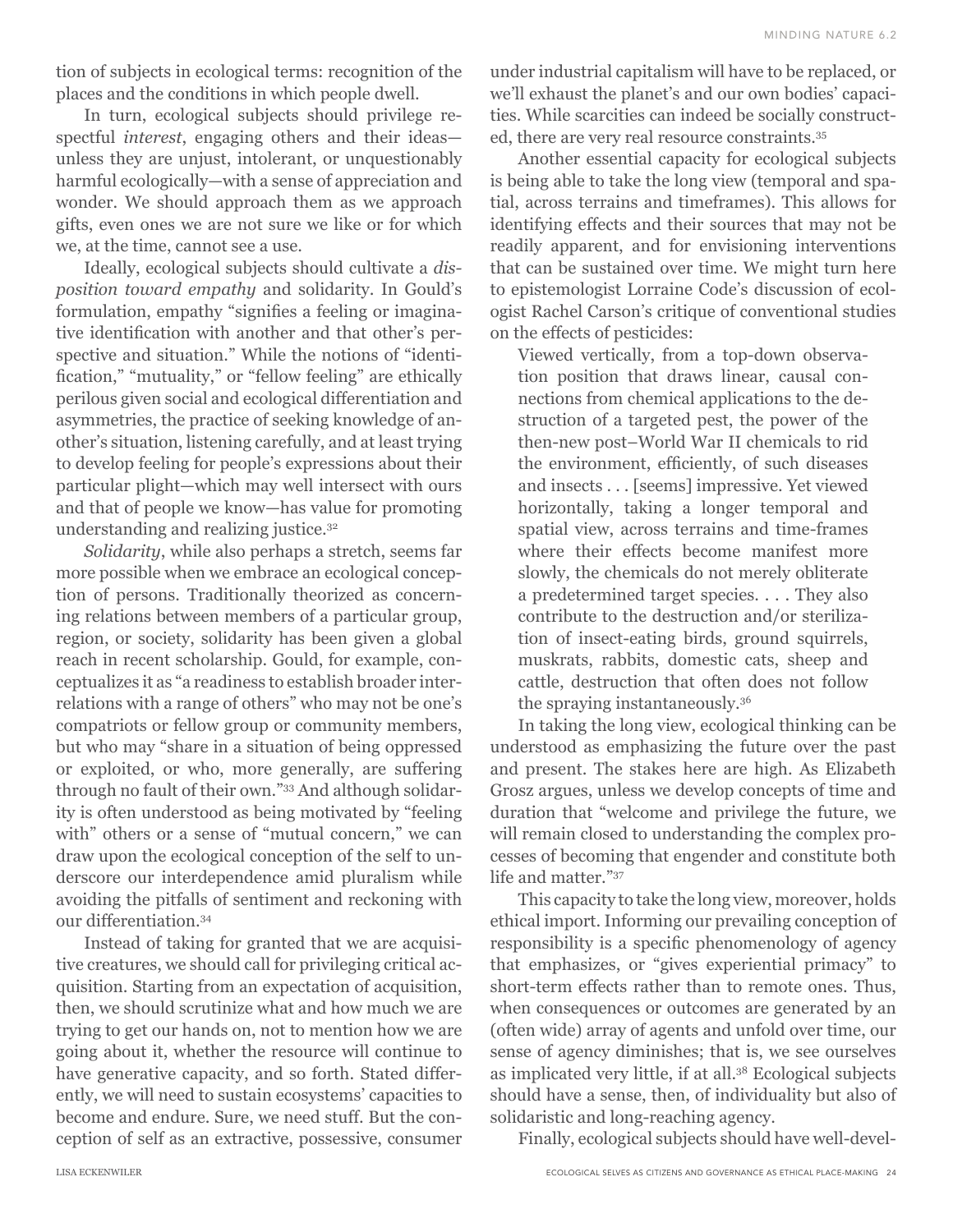tion of subjects in ecological terms: recognition of the places and the conditions in which people dwell.

In turn, ecological subjects should privilege respectful *interest*, engaging others and their ideas—unless they are unjust, intolerant, or unquestionably harmful ecologically—with a sense of appreciation and wonder. We should approach them as we approach gifts, even ones we are not sure we like or for which we, at the time, cannot see a use.

Ideally, ecological subjects should cultivate a *disposition toward empathy* and solidarity. In Gould's formulation, empathy "signifies a feeling or imaginative identification with another and that other's perspective and situation." While the notions of "identification," "mutuality," or "fellow feeling" are ethically perilous given social and ecological differentiation and asymmetries, the practice of seeking knowledge of another's situation, listening carefully, and at least trying to develop feeling for people's expressions about their particular plight—which may well intersect with ours and that of people we know—has value for promoting understanding and realizing justice.[32]

*Solidarity*, while also perhaps a stretch, seems far more possible when we embrace an ecological conception of persons. Traditionally theorized as concerning relations between members of a particular group, region, or society, solidarity has been given a global reach in recent scholarship. Gould, for example, conceptualizes it as "a readiness to establish broader interrelations with a range of others" who may not be one's compatriots or fellow group or community members, but who may "share in a situation of being oppressed or exploited, or who, more generally, are suffering through no fault of their own."[33] And although solidarity is often understood as being motivated by "feeling with" others or a sense of "mutual concern," we can draw upon the ecological conception of the self to underscore our interdependence amid pluralism while avoiding the pitfalls of sentiment and reckoning with our differentiation.[34]

Instead of taking for granted that we are acquisitive creatures, we should call for privileging critical acquisition. Starting from an expectation of acquisition, then, we should scrutinize what and how much we are trying to get our hands on, not to mention how we are going about it, whether the resource will continue to have generative capacity, and so forth. Stated differently, we will need to sustain ecosystems' capacities to become and endure. Sure, we need stuff. But the conception of self as an extractive, possessive, consumer under industrial capitalism will have to be replaced, or we'll exhaust the planet's and our own bodies' capacities. While scarcities can indeed be socially constructed, there are very real resource constraints.[35]

Another essential capacity for ecological subjects is being able to take the long view (temporal and spatial, across terrains and timeframes). This allows for identifying effects and their sources that may not be readily apparent, and for envisioning interventions that can be sustained over time. We might turn here to epistemologist Lorraine Code's discussion of ecologist Rachel Carson's critique of conventional studies on the effects of pesticides:

> Viewed vertically, from a top-down observation position that draws linear, causal connections from chemical applications to the destruction of a targeted pest, the power of the then-new post–World War II chemicals to rid the environment, efficiently, of such diseases and insects . . . [seems] impressive. Yet viewed horizontally, taking a longer temporal and spatial view, across terrains and time-frames where their effects become manifest more slowly, the chemicals do not merely obliterate a predetermined target species. . . . They also contribute to the destruction and/or sterilization of insect-eating birds, ground squirrels, muskrats, rabbits, domestic cats, sheep and cattle, destruction that often does not follow the spraying instantaneously.[36]

In taking the long view, ecological thinking can be understood as emphasizing the future over the past and present. The stakes here are high. As Elizabeth Grosz argues, unless we develop concepts of time and duration that "welcome and privilege the future, we will remain closed to understanding the complex processes of becoming that engender and constitute both life and matter."[37]

This capacity to take the long view, moreover, holds ethical import. Informing our prevailing conception of responsibility is a specific phenomenology of agency that emphasizes, or "gives experiential primacy" to short-term effects rather than to remote ones. Thus, when consequences or outcomes are generated by an (often wide) array of agents and unfold over time, our sense of agency diminishes; that is, we see ourselves as implicated very little, if at all.[38] Ecological subjects should have a sense, then, of individuality but also of solidaristic and long-reaching agency.

Finally, ecological subjects should have well-devel-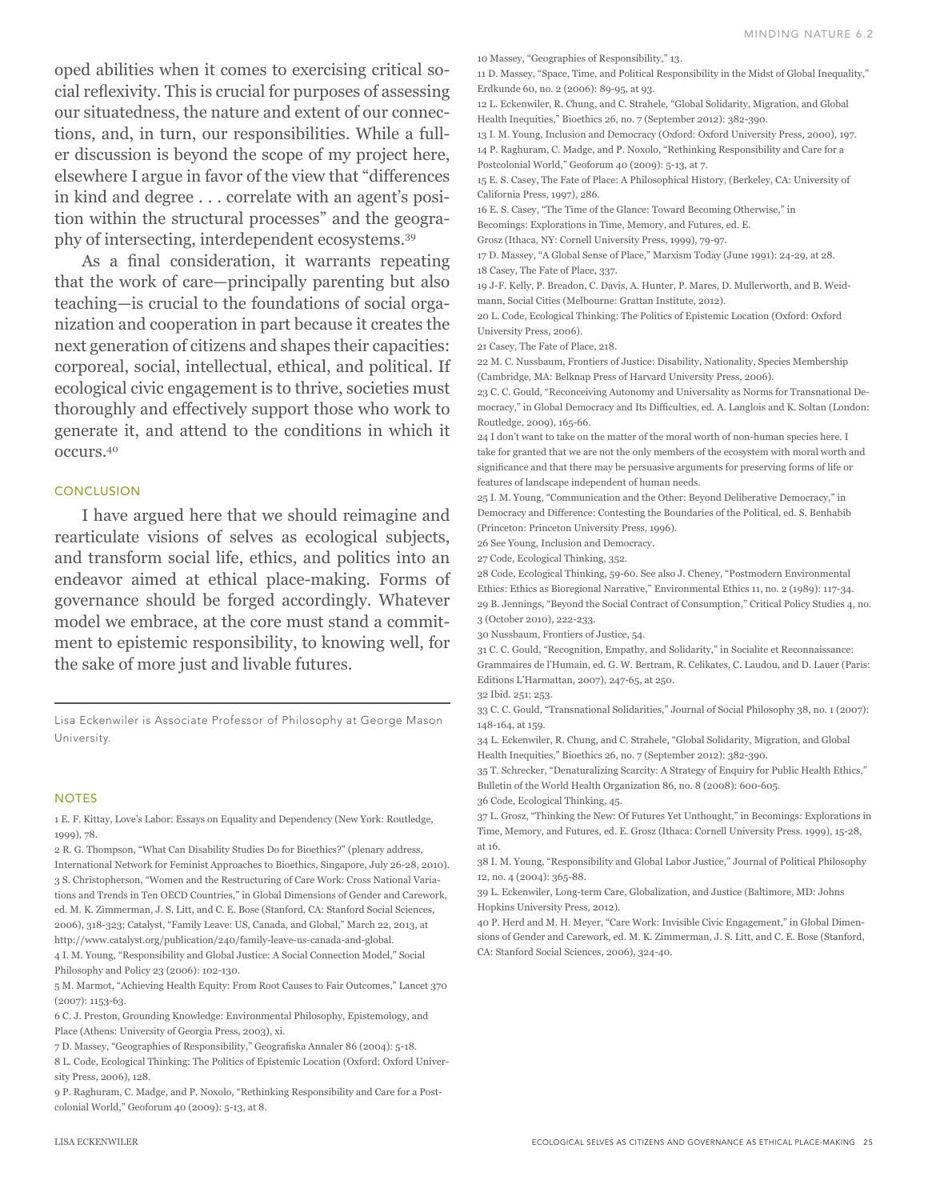oped abilities when it comes to exercising critical social reflexivity. This is crucial for purposes of assessing our situatedness, the nature and extent of our connections, and, in turn, our responsibilities. While a fuller discussion is beyond the scope of my project here, elsewhere I argue in favor of the view that "differences in kind and degree . . . correlate with an agent's position within the structural processes" and the geography of intersecting, interdependent ecosystems.[39]

As a final consideration, it warrants repeating that the work of care—principally parenting but also teaching—is crucial to the foundations of social organization and cooperation in part because it creates the next generation of citizens and shapes their capacities: corporeal, social, intellectual, ethical, and political. If ecological civic engagement is to thrive, societies must thoroughly and effectively support those who work to generate it, and attend to the conditions in which it occurs.[40]

## CONCLUSION

I have argued here that we should reimagine and rearticulate visions of selves as ecological subjects, and transform social life, ethics, and politics into an endeavor aimed at ethical place-making. Forms of governance should be forged accordingly. Whatever model we embrace, at the core must stand a commitment to epistemic responsibility, to knowing well, for the sake of more just and livable futures.

---

Lisa Eckenwiler is Associate Professor of Philosophy at George Mason University.

## NOTES

1 E. F. Kittay, Love's Labor: Essays on Equality and Dependency (New York: Routledge, 1999), 78.

2 R. G. Thompson, "What Can Disability Studies Do for Bioethics?" (plenary address, International Network for Feminist Approaches to Bioethics, Singapore, July 26-28, 2010).

3 S. Christopherson, "Women and the Restructuring of Care Work: Cross National Variations and Trends in Ten OECD Countries," in Global Dimensions of Gender and Carework, ed. M. K. Zimmerman, J. S. Litt, and C. E. Bose (Stanford, CA: Stanford Social Sciences, 2006), 318-323; Catalyst, "Family Leave: US, Canada, and Global," March 22, 2013, at http://www.catalyst.org/publication/240/family-leave-us-canada-and-global.

4 I. M. Young, "Responsibility and Global Justice: A Social Connection Model," Social Philosophy and Policy 23 (2006): 102-130.

5 M. Marmot, "Achieving Health Equity: From Root Causes to Fair Outcomes," Lancet 370 (2007): 1153-63.

6 C. J. Preston, Grounding Knowledge: Environmental Philosophy, Epistemology, and Place (Athens: University of Georgia Press, 2003), xi.

7 D. Massey, "Geographies of Responsibility," Geografiska Annaler 86 (2004): 5-18.

8 L. Code, Ecological Thinking: The Politics of Epistemic Location (Oxford: Oxford University Press, 2006), 128.

9 P. Raghuram, C. Madge, and P. Noxolo, "Rethinking Responsibility and Care for a Postcolonial World," Geoforum 40 (2009): 5-13, at 8.

10 Massey, "Geographies of Responsibility," 13.

11 D. Massey, "Space, Time, and Political Responsibility in the Midst of Global Inequality," Erdkunde 60, no. 2 (2006): 89-95, at 93.

12 L. Eckenwiler, R. Chung, and C. Strahele, "Global Solidarity, Migration, and Global Health Inequities," Bioethics 26, no. 7 (September 2012): 382-390.

13 I. M. Young, Inclusion and Democracy (Oxford: Oxford University Press, 2000), 197.

14 P. Raghuram, C. Madge, and P. Noxolo, "Rethinking Responsibility and Care for a Postcolonial World," Geoforum 40 (2009): 5-13, at 7.

15 E. S. Casey, The Fate of Place: A Philosophical History, (Berkeley, CA: University of California Press, 1997), 286.

16 E. S. Casey, "The Time of the Glance: Toward Becoming Otherwise," in Becomings: Explorations in Time, Memory, and Futures, ed. E. Grosz (Ithaca, NY: Cornell University Press, 1999), 79-97.

17 D. Massey, "A Global Sense of Place," Marxism Today (June 1991): 24-29, at 28.

18 Casey, The Fate of Place, 337.

19 J-F. Kelly, P. Breadon, C. Davis, A. Hunter, P. Mares, D. Mullerworth, and B. Weidmann, Social Cities (Melbourne: Grattan Institute, 2012).

20 L. Code, Ecological Thinking: The Politics of Epistemic Location (Oxford: Oxford University Press, 2006).

21 Casey, The Fate of Place, 218.

22 M. C. Nussbaum, Frontiers of Justice: Disability, Nationality, Species Membership (Cambridge, MA: Belknap Press of Harvard University Press, 2006).

23 C. C. Gould, "Reconceiving Autonomy and Universality as Norms for Transnational Democracy," in Global Democracy and Its Difficulties, ed. A. Langlois and K. Soltan (London: Routledge, 2009), 165-66.

24 I don't want to take on the matter of the moral worth of non-human species here. I take for granted that we are not the only members of the ecosystem with moral worth and significance and that there may be persuasive arguments for preserving forms of life or features of landscape independent of human needs.

25 I. M. Young, "Communication and the Other: Beyond Deliberative Democracy," in Democracy and Difference: Contesting the Boundaries of the Political, ed. S. Benhabib (Princeton: Princeton University Press, 1996).

26 See Young, Inclusion and Democracy.

27 Code, Ecological Thinking, 352.

28 Code, Ecological Thinking, 59-60. See also J. Cheney, "Postmodern Environmental Ethics: Ethics as Bioregional Narrative," Environmental Ethics 11, no. 2 (1989): 117-34.

29 B. Jennings, "Beyond the Social Contract of Consumption," Critical Policy Studies 4, no. 3 (October 2010), 222-233.

30 Nussbaum, Frontiers of Justice, 54.

31 C. C. Gould, "Recognition, Empathy, and Solidarity," in Socialite et Reconnaissance: Grammaires de l'Humain, ed. G. W. Bertram, R. Celikates, C. Laudou, and D. Lauer (Paris: Editions L'Harmattan, 2007), 247-65, at 250.

32 Ibid. 251; 253.

33 C. C. Gould, "Transnational Solidarities," Journal of Social Philosophy 38, no. 1 (2007): 148-164, at 159.

34 L. Eckenwiler, R. Chung, and C. Strahele, "Global Solidarity, Migration, and Global Health Inequities," Bioethics 26, no. 7 (September 2012): 382-390.

35 T. Schrecker, "Denaturalizing Scarcity: A Strategy of Enquiry for Public Health Ethics," Bulletin of the World Health Organization 86, no. 8 (2008): 600-605.

36 Code, Ecological Thinking, 45.

37 L. Grosz, "Thinking the New: Of Futures Yet Unthought," in Becomings: Explorations in Time, Memory, and Futures, ed. E. Grosz (Ithaca: Cornell University Press. 1999), 15-28, at 16.

38 I. M. Young, "Responsibility and Global Labor Justice," Journal of Political Philosophy 12, no. 4 (2004): 365-88.

39 L. Eckenwiler, Long-term Care, Globalization, and Justice (Baltimore, MD: Johns Hopkins University Press, 2012).

40 P. Herd and M. H. Meyer, "Care Work: Invisible Civic Engagement," in Global Dimensions of Gender and Carework, ed. M. K. Zimmerman, J. S. Litt, and C. E. Bose (Stanford, CA: Stanford Social Sciences, 2006), 324-40.